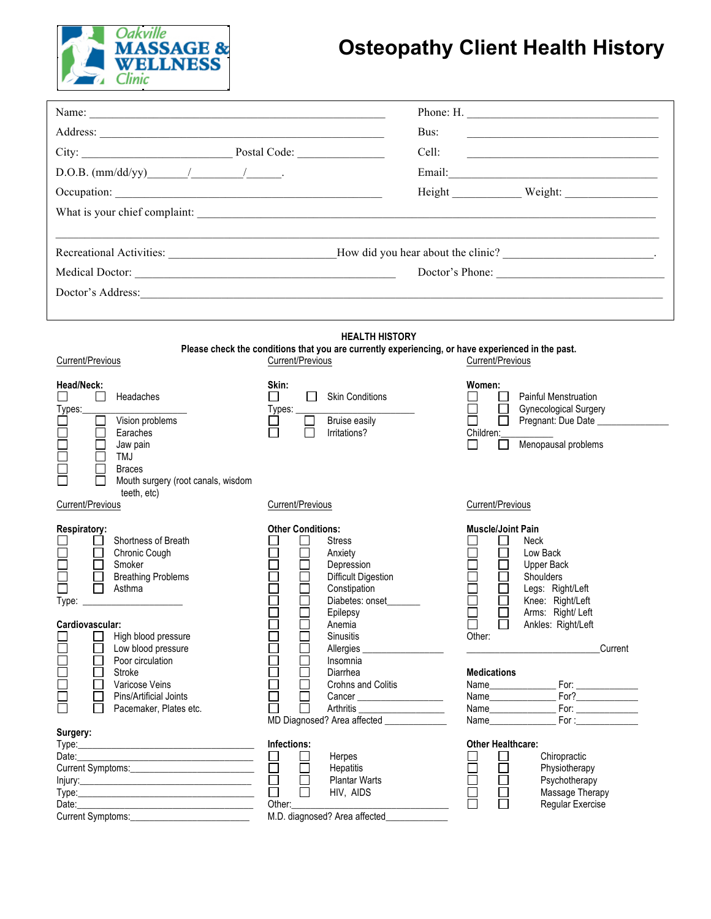Oakville MASSAGE & WELLNESS Clinic

# Osteopathy Client Health History

Name: ______________________________ Phone: H. ______________________________

Address: ______________________________ Bus: ______________________________

City: ______________ Postal Code: ______________ Cell: ______________________________

D.O.B. (mm/dd/yy)______/________/______. Email: ______________________________

Occupation: ______________________________ Height ____________ Weight: ______________

What is your chief complaint: ____________________________________________________________

____________________________________________________________

Recreational Activities: ______________________How did you hear about the clinic? ______________________.

Medical Doctor: ______________________________ Doctor's Phone: ______________________________

Doctor's Address: ____________________________________________________________

## HEALTH HISTORY

**Please check the conditions that you are currently experiencing, or have experienced in the past.**

Current/Previous

**Head/Neck:**
- ☐ ☐ Headaches

Types:________________
- ☐ ☐ Vision problems
- ☐ ☐ Earaches
- ☐ ☐ Jaw pain
- ☐ ☐ TMJ
- ☐ ☐ Braces
- ☐ ☐ Mouth surgery (root canals, wisdom teeth, etc)

Current/Previous

**Skin:**
- ☐ ☐ Skin Conditions

Types: ________________
- ☐ ☐ Bruise easily
- ☐ ☐ Irritations?

Current/Previous

**Women:**
- ☐ ☐ Painful Menstruation
- ☐ ☐ Gynecological Surgery
- ☐ ☐ Pregnant: Due Date ______________

Children:___________
- ☐ ☐ Menopausal problems

Current/Previous

**Respiratory:**
- ☐ ☐ Shortness of Breath
- ☐ ☐ Chronic Cough
- ☐ ☐ Smoker
- ☐ ☐ Breathing Problems
- ☐ ☐ Asthma

Type: ________________

**Cardiovascular:**
- ☐ ☐ High blood pressure
- ☐ ☐ Low blood pressure
- ☐ ☐ Poor circulation
- ☐ ☐ Stroke
- ☐ ☐ Varicose Veins
- ☐ ☐ Pins/Artificial Joints
- ☐ ☐ Pacemaker, Plates etc.

**Surgery:**

Type:______________________________

Date:______________________________

Current Symptoms:______________________

Injury:______________________________

Type:______________________________

Date:______________________________

Current Symptoms:______________________

Current/Previous

**Other Conditions:**
- ☐ ☐ Stress
- ☐ ☐ Anxiety
- ☐ ☐ Depression
- ☐ ☐ Difficult Digestion
- ☐ ☐ Constipation
- ☐ ☐ Diabetes: onset______
- ☐ ☐ Epilepsy
- ☐ ☐ Anemia
- ☐ ☐ Sinusitis
- ☐ ☐ Allergies ________________
- ☐ ☐ Insomnia
- ☐ ☐ Diarrhea
- ☐ ☐ Crohns and Colitis
- ☐ ☐ Cancer ________________
- ☐ ☐ Arthritis ________________

MD Diagnosed? Area affected ____________

**Infections:**
- ☐ ☐ Herpes
- ☐ ☐ Hepatitis
- ☐ ☐ Plantar Warts
- ☐ ☐ HIV, AIDS

Other:______________________________

M.D. diagnosed? Area affected____________

Current/Previous

**Muscle/Joint Pain**
- ☐ ☐ Neck
- ☐ ☐ Low Back
- ☐ ☐ Upper Back
- ☐ ☐ Shoulders
- ☐ ☐ Legs: Right/Left
- ☐ ☐ Knee: Right/Left
- ☐ ☐ Arms: Right/ Left
- ☐ ☐ Ankles: Right/Left

Other:

______________________________Current

**Medications**

Name____________ For: ____________

Name____________ For?____________

Name____________ For: ____________

Name____________ For :____________

**Other Healthcare:**
- ☐ ☐ Chiropractic
- ☐ ☐ Physiotherapy
- ☐ ☐ Psychotherapy
- ☐ ☐ Massage Therapy
- ☐ ☐ Regular Exercise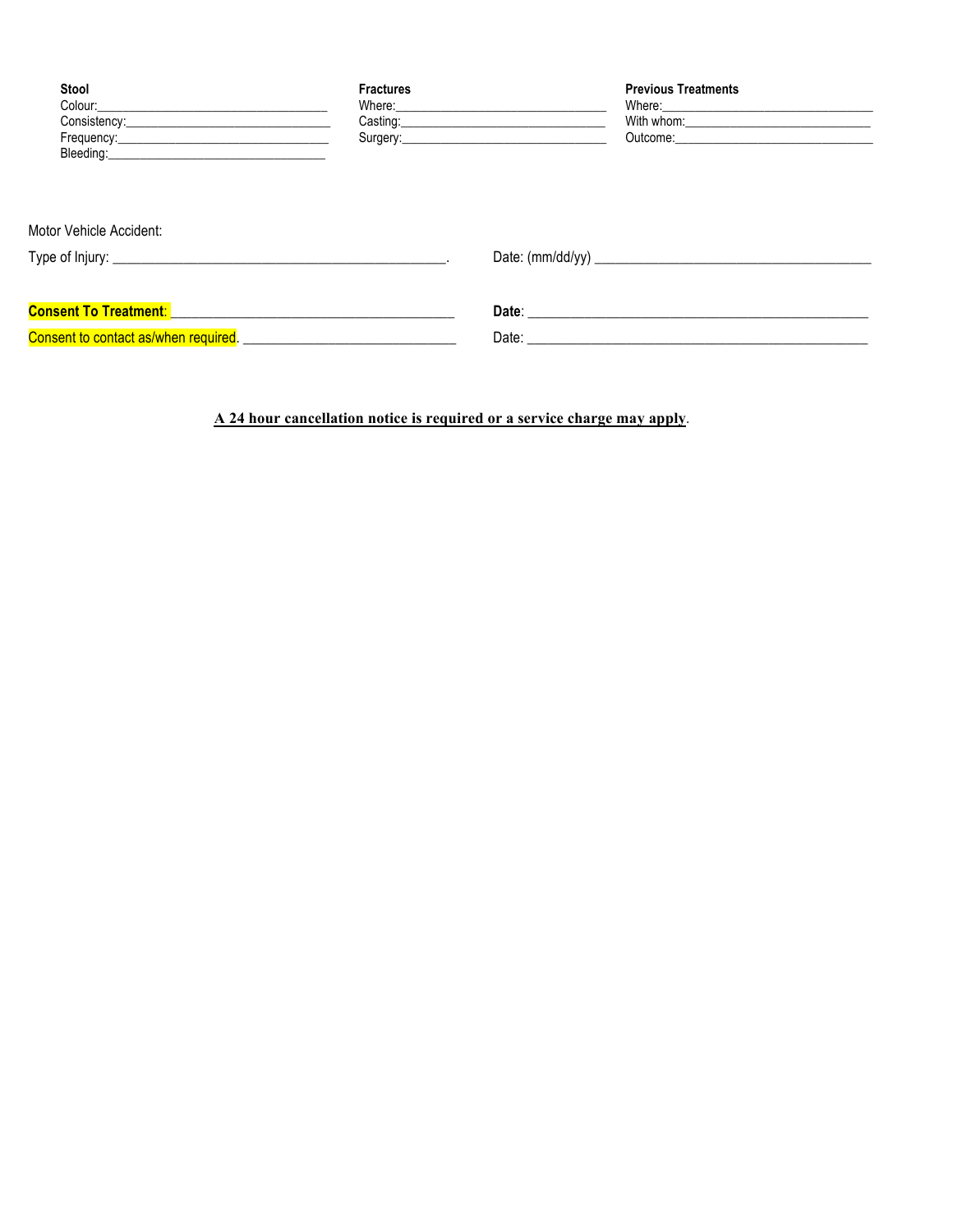**Stool**
Colour:___________________________________
Consistency:________________________________
Frequency:_________________________________
Bleeding:__________________________________

**Fractures**
Where:________________________________
Casting:_______________________________
Surgery:_______________________________

**Previous Treatments**
Where:________________________________
With whom:_____________________________
Outcome:______________________________

Motor Vehicle Accident:

Type of Injury: _______________________________________________.

Date: (mm/dd/yy) _______________________________________

**Consent To Treatment**: ________________________________________

**Date**: _______________________________________________

Consent to contact as/when required. ______________________________

Date: _______________________________________________

**A 24 hour cancellation notice is required or a service charge may apply**.